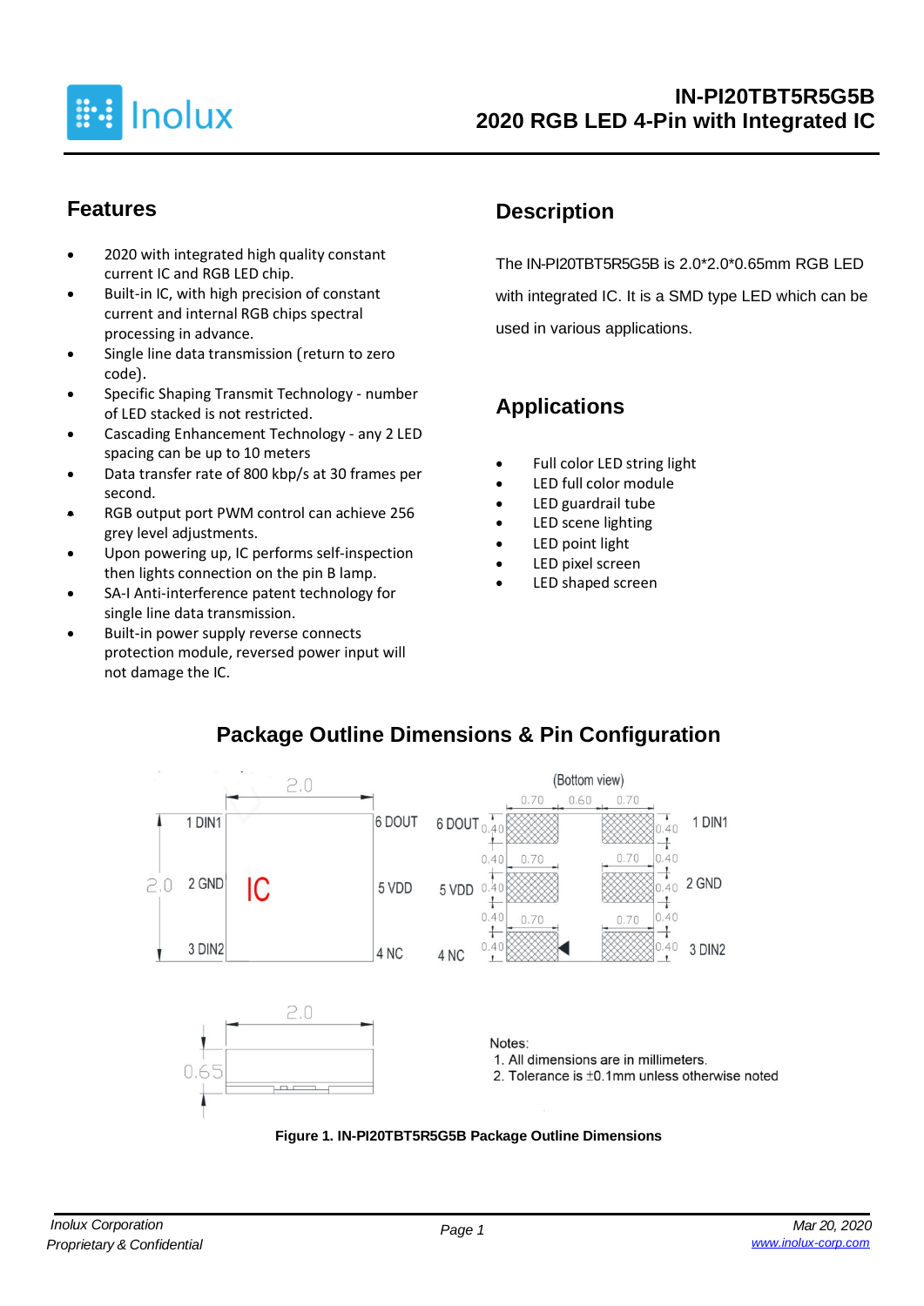# IN-PI20TBT5R5G5B

# 2020 RGB LED 4-Pin with Integrated IC

## Features

- 2020 with integrated high quality constant current IC and RGB LED chip.
- Built-in IC, with high precision of constant current and internal RGB chips spectral processing in advance.
- Single line data transmission (return to zero code).
- Specific Shaping Transmit Technology - number of LED stacked is not restricted.
- Cascading Enhancement Technology - any 2 LED spacing can be up to 10 meters
- Data transfer rate of 800 kbp/s at 30 frames per second.
- RGB output port PWM can achieve 256 grey level adjustments.
- Upon powering up, IC performs self-inspection then lights connection on the pin B lamp.
- SA-I Anti-interference patent technology for single line data transmission.
- Built-in power supply reverse connects protection module, reversed power input will not damage the IC.

## Description

The IN-PI20TBT5R5G5B is 2.0*2.0*0.65mm RGB LED with integrated IC. It is a SMD type LED which can be used in various applications.

## Applications

- Full color LED string light
- LED full color module
- LED guardrail tube
- LED scene lighting
- LED point light
- LED pixel screen
- LED shaped screen

## Package Outline Dimensions & Pin Configuration

Notes:
1. All dimensions are in millimeters.
2. Tolerance is ±0.1mm unless otherwise noted

**Figure 1. IN-PI20TBT5R5G5B Package Outline Dimensions**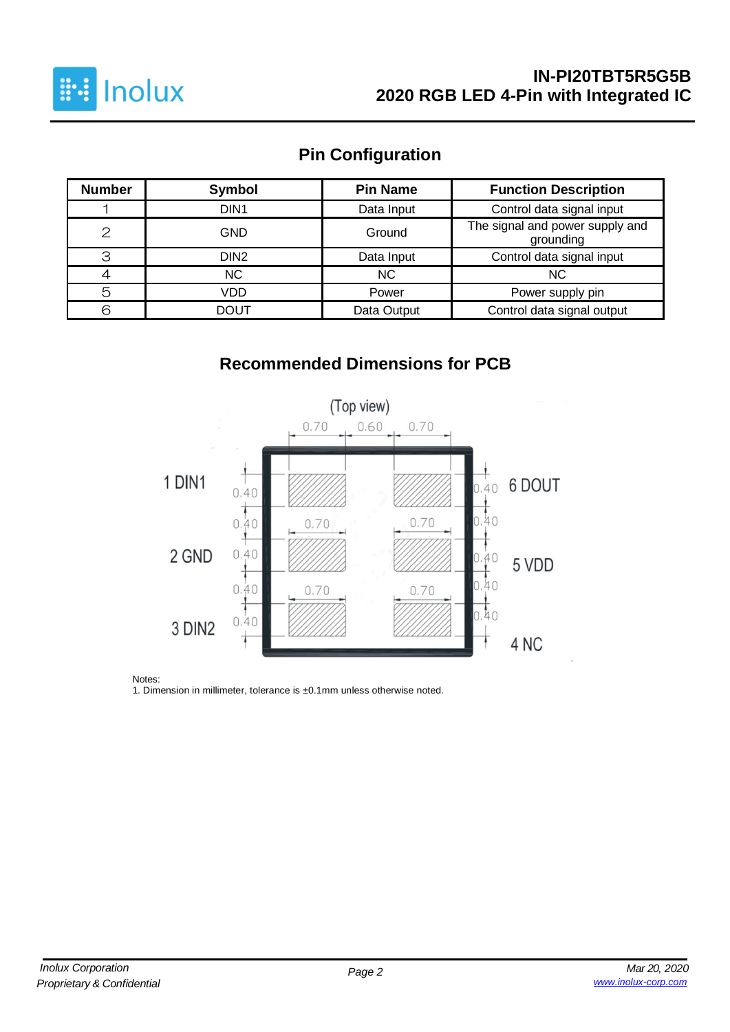## Pin Configuration

| Number | Symbol | Pin Name | Function Description |
|---|---|---|---|
| 1 | DIN1 | Data Input | Control data signal input |
| 2 | GND | Ground | The signal and power supply and grounding |
| 3 | DIN2 | Data Input | Control data signal input |
| 4 | NC | NC | NC |
| 5 | VDD | Power | Power supply pin |
| 6 | DOUT | Data Output | Control data signal output |

## Recommended Dimensions for PCB

(Top view)

1 DIN1 | 2 GND | 3 DIN2 | 6 DOUT | 5 VDD | 4 NC

0.70 | 0.60 | 0.70 | 0.40 | 0.40 | 0.40 | 0.40 | 0.40

Notes:
1. Dimension in millimeter, tolerance is ±0.1mm unless otherwise noted.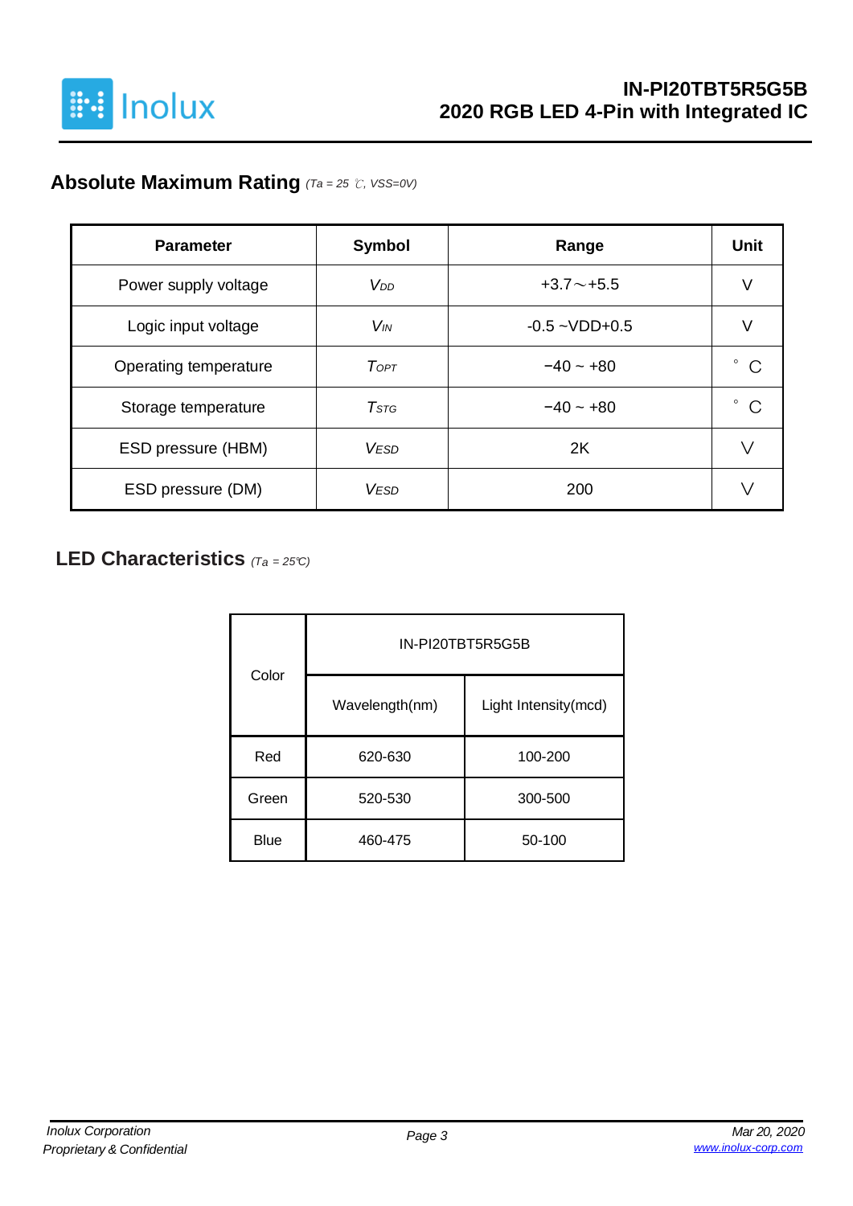## Absolute Maximum Rating *(Ta = 25 ℃, VSS=0V)*

| Parameter | Symbol | Range | Unit |
|---|---|---|---|
| Power supply voltage | $V_{DD}$ | +3.7～+5.5 | V |
| Logic input voltage | $V_{IN}$ | -0.5 ~VDD+0.5 | V |
| Operating temperature | $T_{OPT}$ | −40 ~ +80 | ° C |
| Storage temperature | $T_{STG}$ | −40 ~ +80 | ° C |
| ESD pressure (HBM) | $V_{ESD}$ | 2K | V |
| ESD pressure (DM) | $V_{ESD}$ | 200 | V |

## LED Characteristics *(Ta = 25℃)*

| Color | IN-PI20TBT5R5G5B | |
|---|---|---|
| | Wavelength(nm) | Light Intensity(mcd) |
| Red | 620-630 | 100-200 |
| Green | 520-530 | 300-500 |
| Blue | 460-475 | 50-100 |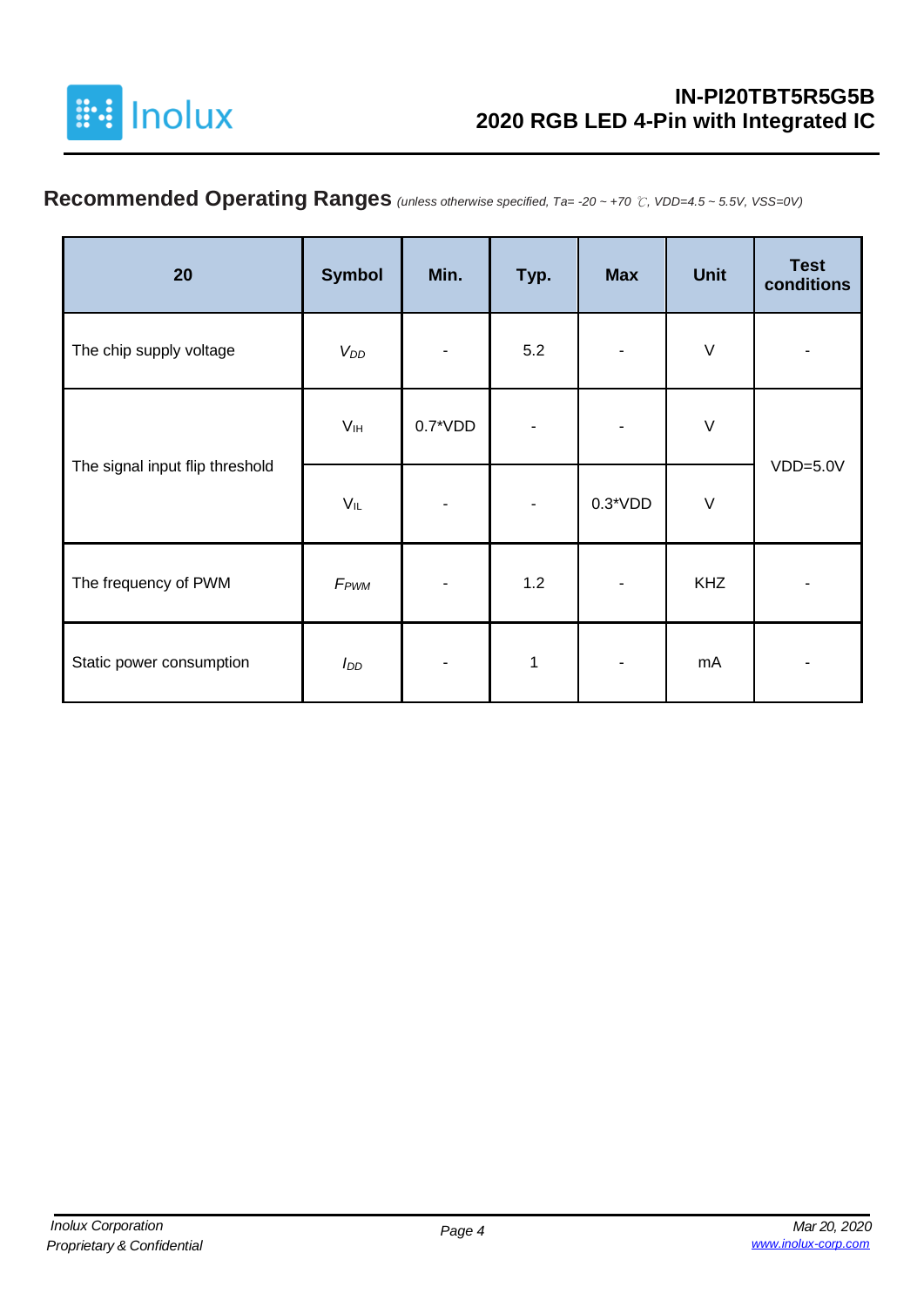## Recommended Operating Ranges *(unless otherwise specified, Ta= -20 ~ +70 ℃, VDD=4.5 ~ 5.5V, VSS=0V)*

| 20 | Symbol | Min. | Typ. | Max | Unit | Test conditions |
|---|---|---|---|---|---|---|
| The chip supply voltage | $V_{DD}$ | - | 5.2 | - | V | - |
| The signal input flip threshold | $V_{IH}$ | 0.7*VDD | - | - | V | VDD=5.0V |
| | $V_{IL}$ | - | - | 0.3*VDD | V | |
| The frequency of PWM | $F_{PWM}$ | - | 1.2 | - | KHZ | - |
| Static power consumption | $I_{DD}$ | - | 1 | - | mA | - |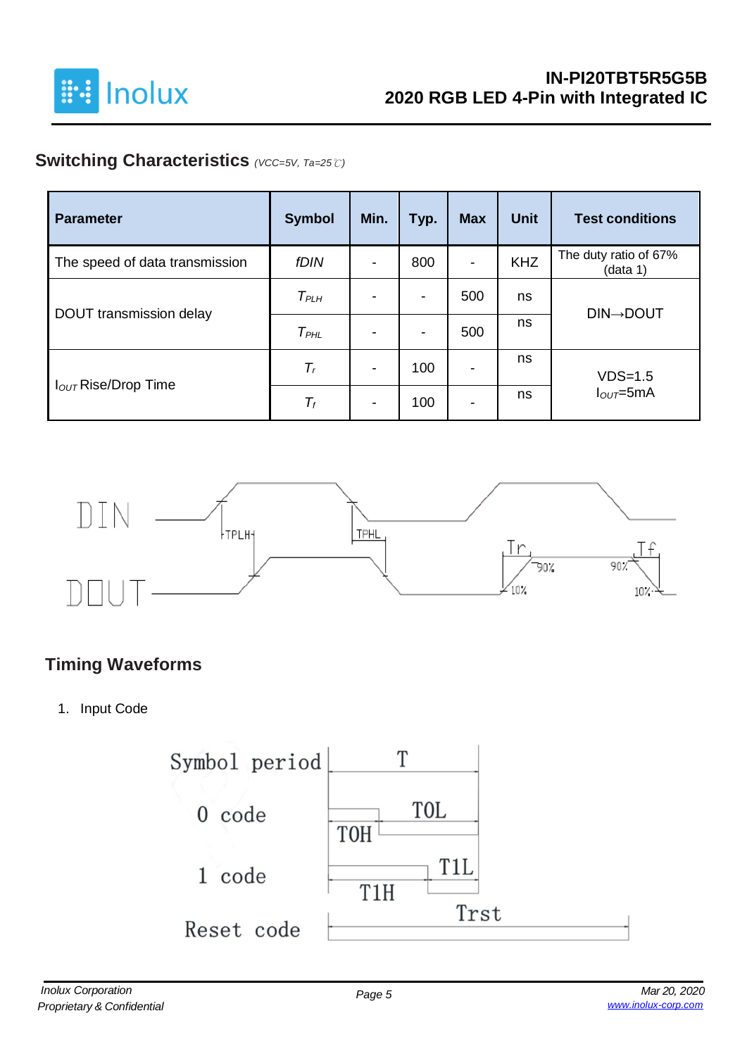## Switching Characteristics *(VCC=5V, Ta=25℃)*

| Parameter | Symbol | Min. | Typ. | Max | Unit | Test conditions |
|---|---|---|---|---|---|---|
| The speed of data transmission | *fDIN* | - | 800 | - | KHZ | The duty ratio of 67% (data 1) |
| DOUT transmission delay | $T_{PLH}$ | - | - | 500 | ns | DIN→DOUT |
| | $T_{PHL}$ | - | - | 500 | ns | |
| $I_{OUT}$ Rise/Drop Time | $T_r$ | - | 100 | - | ns | VDS=1.5 $I_{OUT}$=5mA |
| | $T_f$ | - | 100 | - | ns | |

## Timing Waveforms

1. Input Code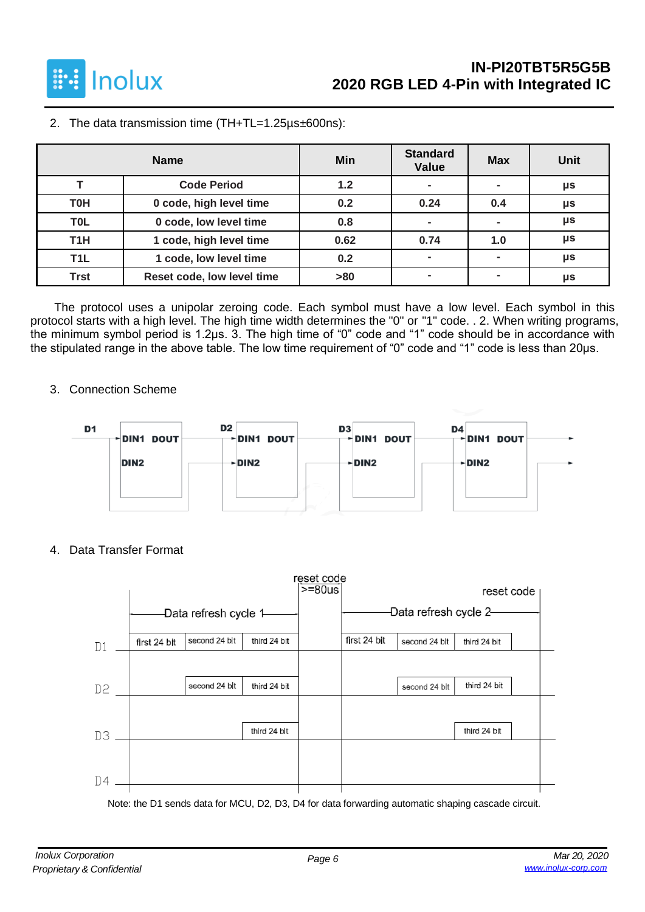2. The data transmission time (TH+TL=1.25µs±600ns):

| Name | | Min | Standard Value | Max | Unit |
|---|---|---|---|---|---|
| T | Code Period | 1.2 | - | - | µs |
| T0H | 0 code, high level time | 0.2 | 0.24 | 0.4 | µs |
| T0L | 0 code, low level time | 0.8 | - | - | µs |
| T1H | 1 code, high level time | 0.62 | 0.74 | 1.0 | µs |
| T1L | 1 code, low level time | 0.2 | - | - | µs |
| Trst | Reset code, low level time | >80 | - | - | µs |

The protocol uses a unipolar zeroing code. Each symbol must have a low level. Each symbol in this protocol starts with a high level. The high time width determines the "0" or "1" code. . 2. When writing programs, the minimum symbol period is 1.2µs. 3. The high time of "0" code and "1" code should be in accordance with the stipulated range in the above table. The low time requirement of "0" code and "1" code is less than 20µs.

3. Connection Scheme

D1 → DIN1 DOUT / DIN2 — D2 → DIN1 DOUT / DIN2 — D3 → DIN1 DOUT / DIN2 — D4 → DIN1 DOUT / DIN2

4. Data Transfer Format

reset code >=80us; reset code

Data refresh cycle 1 | Data refresh cycle 2

D1: first 24 bit, second 24 bit, third 24 bit | first 24 bit, second 24 bit, third 24 bit

D2: second 24 bit, third 24 bit | second 24 bit, third 24 bit

D3: third 24 bit | third 24 bit

D4

Note: the D1 sends data for MCU, D2, D3, D4 for data forwarding automatic shaping cascade circuit.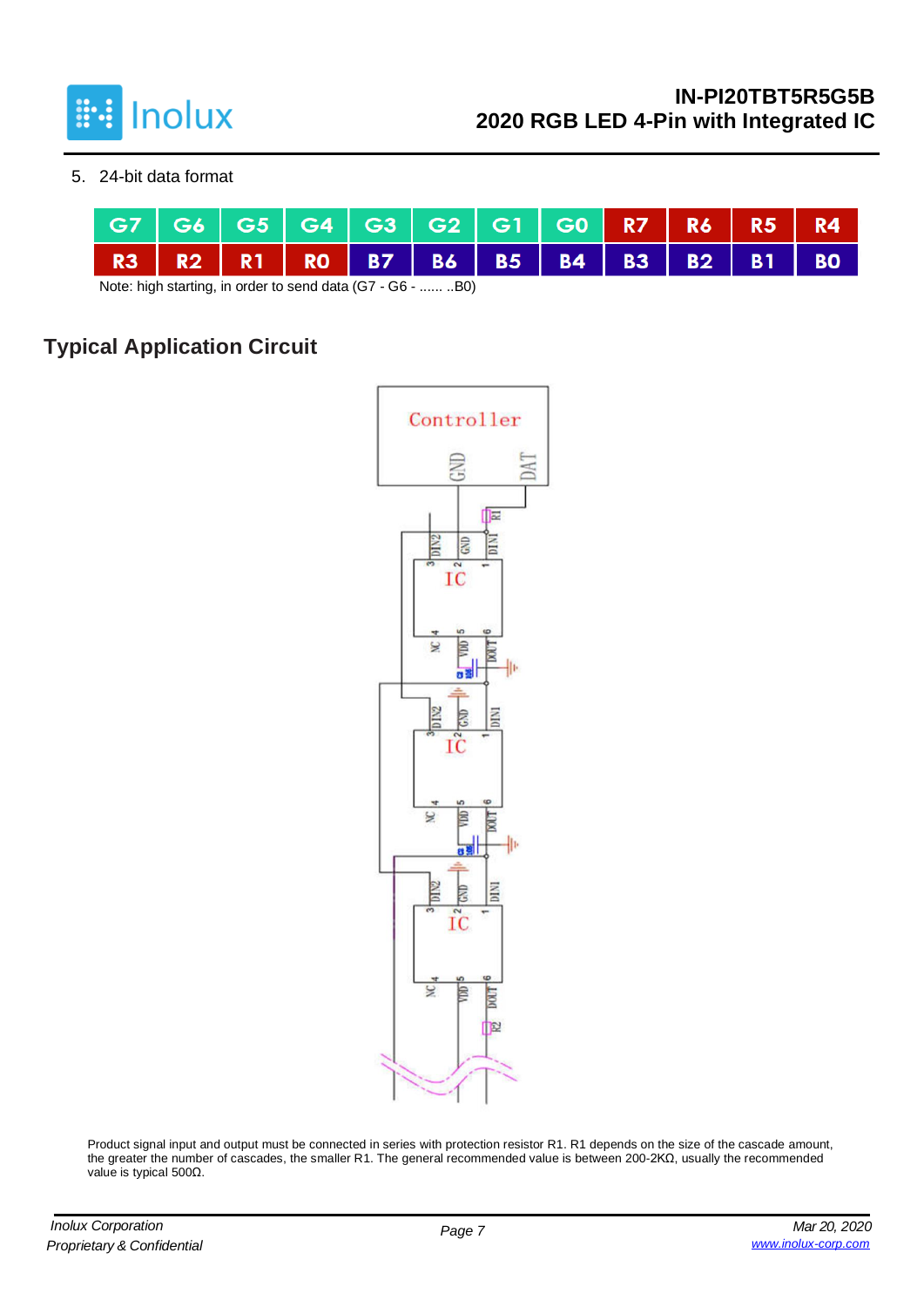5. 24-bit data format

| G7 | G6 | G5 | G4 | G3 | G2 | G1 | G0 | R7 | R6 | R5 | R4 |
|---|---|---|---|---|---|---|---|---|---|---|---|
| R3 | R2 | R1 | R0 | B7 | B6 | B5 | B4 | B3 | B2 | B1 | B0 |

Note: high starting, in order to send data (G7 - G6 - ...... ..B0)

## Typical Application Circuit

Product signal input and output must be connected in series with protection resistor R1. R1 depends on the size of the cascade amount, the greater the number of cascades, the smaller R1. The general recommended value is between 200-2KΩ, usually the recommended value is typical 500Ω.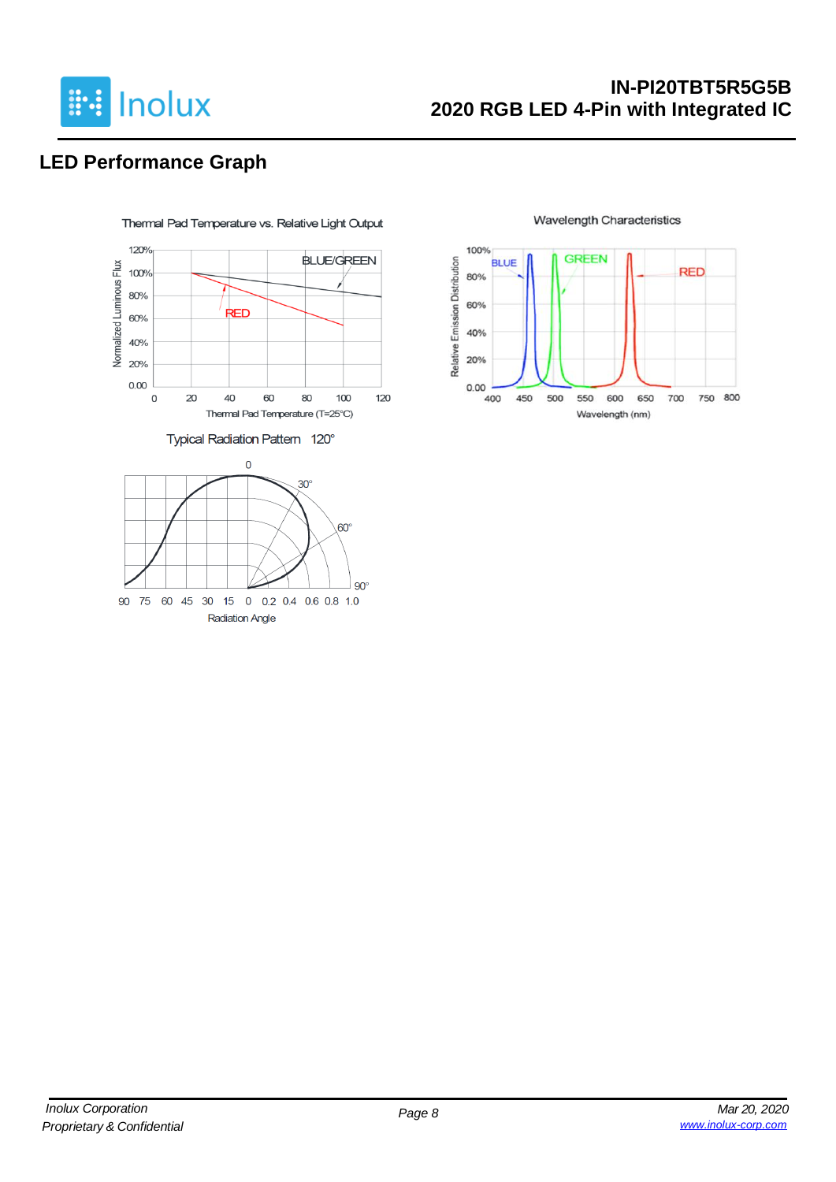## LED Performance Graph

Thermal Pad Temperature vs. Relative Light Output

Wavelength Characteristics

Typical Radiation Pattern 120°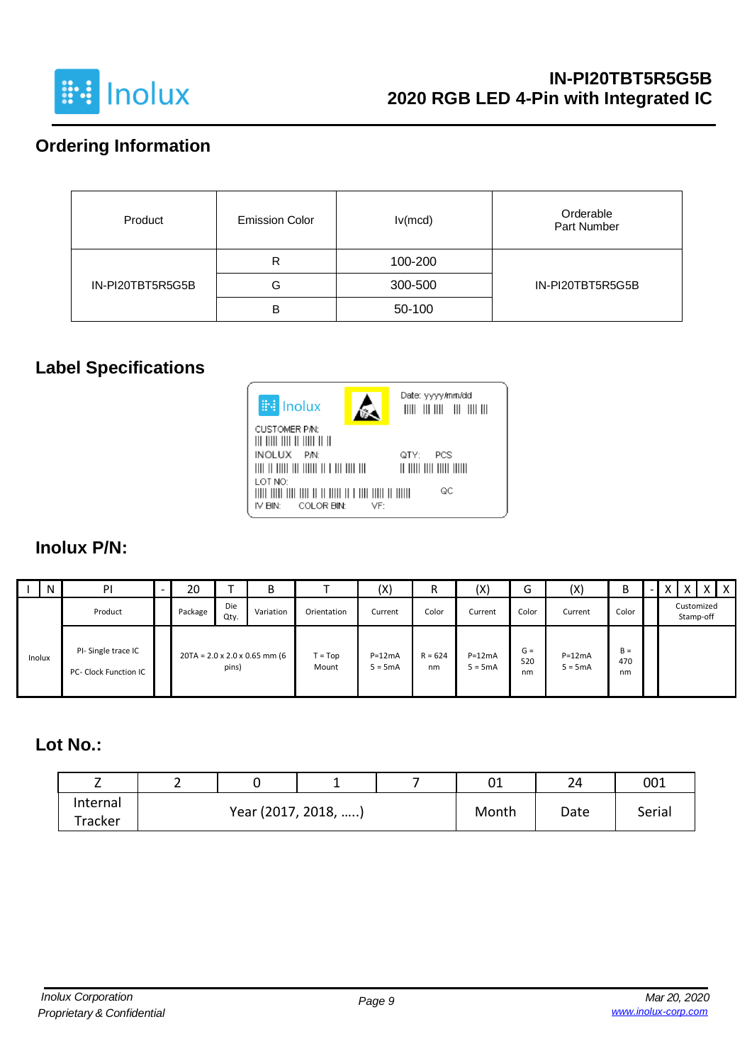# IN-PI20TBT5R5G5B

## 2020 RGB LED 4-Pin with Integrated IC

## Ordering Information

| Product | Emission Color | Iv(mcd) | Orderable Part Number |
|---|---|---|---|
| IN-PI20TBT5R5G5B | R | 100-200 | IN-PI20TBT5R5G5B |
| | G | 300-500 | |
| | B | 50-100 | |

## Label Specifications

Inolux

Date: yyyy/mm/dd

CUSTOMER P/N:

INOLUX P/N:

QTY: PCS

LOT NO:

QC

IV BIN: COLOR BIN: VF:

## Inolux P/N:

| I | N | PI | - | 20 | T | B | T | (X) | R | (X) | G | (X) | B | - | X | X | X | X |
|---|---|---|---|---|---|---|---|---|---|---|---|---|---|---|---|---|---|---|
| Inolux | | Product | | Package | Die Qty. | Variation | Orientation | Current | Color | Current | Color | Current | Color | | Customized Stamp-off | | | |
| | | PI- Single trace IC<br>PC- Clock Function IC | | 20TA = 2.0 x 2.0 x 0.65 mm (6 pins) | | | T = Top Mount | P=12mA<br>5 = 5mA | R = 624 nm | P=12mA<br>5 = 5mA | G = 520 nm | P=12mA<br>5 = 5mA | B = 470 nm | | | | | |

## Lot No.:

| Z | 2 | 0 | 1 | 7 | 01 | 24 | 001 |
|---|---|---|---|---|---|---|---|
| Internal Tracker | Year (2017, 2018, .....) | | | | Month | Date | Serial |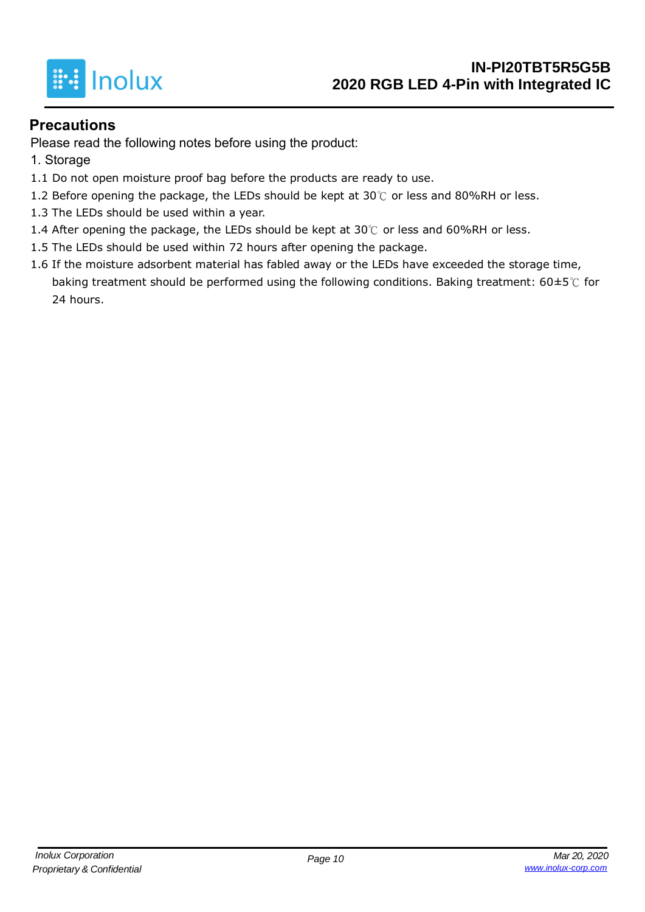## Precautions

Please read the following notes before using the product:

1. Storage

1.1 Do not open moisture proof bag before the products are ready to use.

1.2 Before opening the package, the LEDs should be kept at 30℃ or less and 80%RH or less.

1.3 The LEDs should be used within a year.

1.4 After opening the package, the LEDs should be kept at 30℃ or less and 60%RH or less.

1.5 The LEDs should be used within 72 hours after opening the package.

1.6 If the moisture adsorbent material has fabled away or the LEDs have exceeded the storage time, baking treatment should be performed using the following conditions. Baking treatment: 60±5℃ for 24 hours.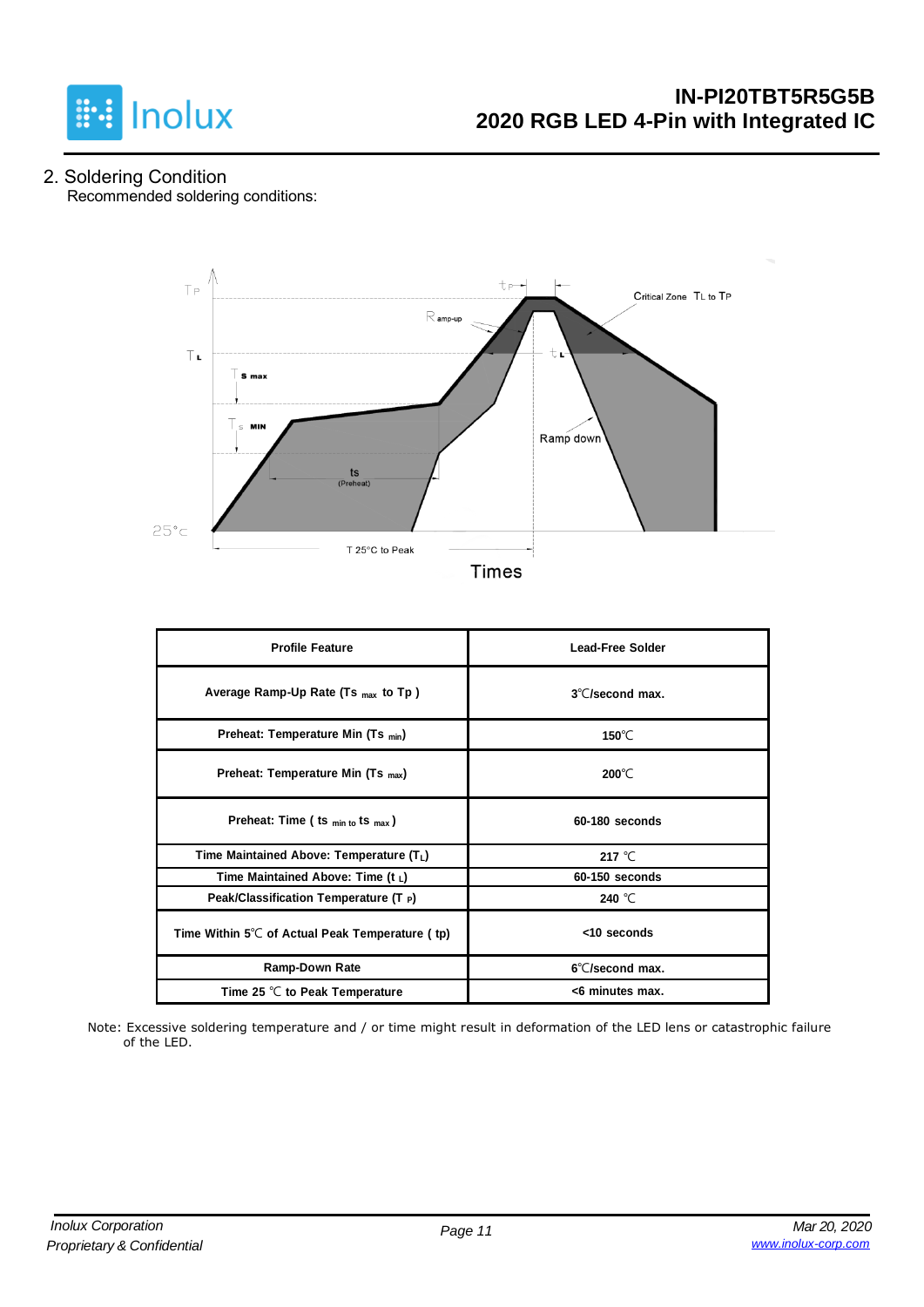## 2. Soldering Condition

Recommended soldering conditions:

| Profile Feature | Lead-Free Solder |
| --- | --- |
| Average Ramp-Up Rate ($Ts_{max}$ to Tp ) | 3℃/second max. |
| Preheat: Temperature Min ($Ts_{min}$) | 150℃ |
| Preheat: Temperature Min ($Ts_{max}$) | 200℃ |
| Preheat: Time ( $ts_{min\ to}$ $ts_{max}$ ) | 60-180 seconds |
| Time Maintained Above: Temperature ($T_L$) | 217 ℃ |
| Time Maintained Above: Time ($t_L$) | 60-150 seconds |
| Peak/Classification Temperature ($T_P$) | 240 ℃ |
| Time Within 5℃ of Actual Peak Temperature ( tp) | <10 seconds |
| Ramp-Down Rate | 6℃/second max. |
| Time 25 ℃ to Peak Temperature | <6 minutes max. |

Note: Excessive soldering temperature and / or time might result in deformation of the LED lens or catastrophic failure of the LED.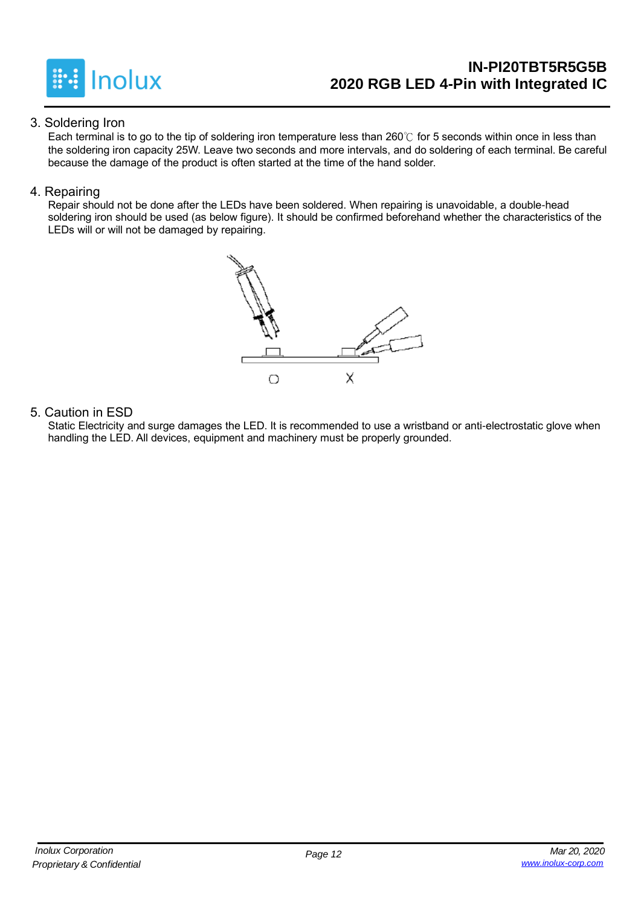## 3. Soldering Iron

Each terminal is to go to the tip of soldering iron temperature less than 260℃ for 5 seconds within once in less than the soldering iron capacity 25W. Leave two seconds and more intervals, and do soldering of each terminal. Be careful because the damage of the product is often started at the time of the hand solder.

## 4. Repairing

Repair should not be done after the LEDs have been soldered. When repairing is unavoidable, a double-head soldering iron should be used (as below figure). It should be confirmed beforehand whether the characteristics of the LEDs will or will not be damaged by repairing.

O X

## 5. Caution in ESD

Static Electricity and surge damages the LED. It is recommended to use a wristband or anti-electrostatic glove when handling the LED. All devices, equipment and machinery must be properly grounded.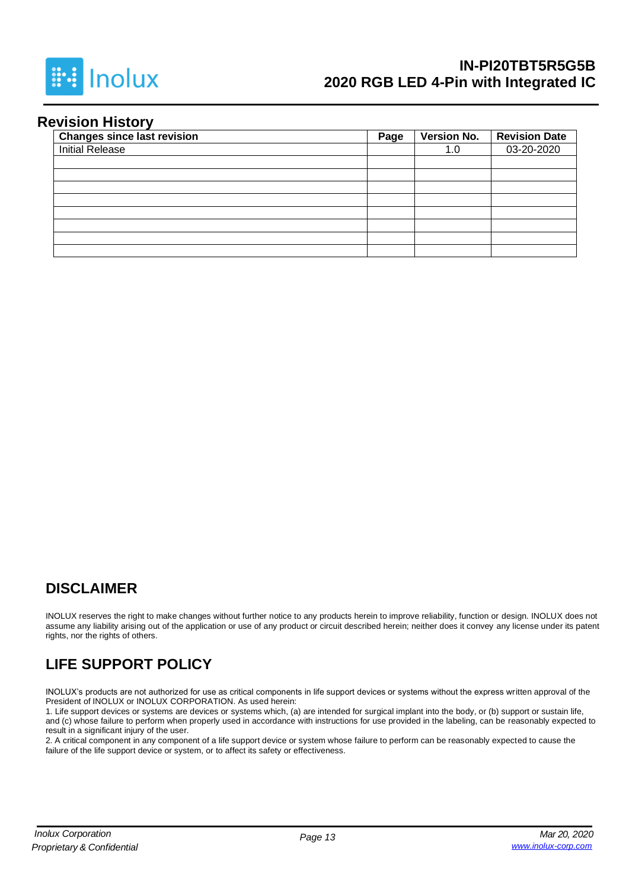## Revision History

| Changes since last revision | Page | Version No. | Revision Date |
|---|---|---|---|
| Initial Release | | 1.0 | 03-20-2020 |
| | | | |
| | | | |
| | | | |
| | | | |
| | | | |
| | | | |
| | | | |
| | | | |

## DISCLAIMER

INOLUX reserves the right to make changes without further notice to any products herein to improve reliability, function or design. INOLUX does not assume any liability arising out of the application or use of any product or circuit described herein; neither does it convey any license under its patent rights, nor the rights of others.

## LIFE SUPPORT POLICY

INOLUX's products are not authorized for use as critical components in life support devices or systems without the express written approval of the President of INOLUX or INOLUX CORPORATION. As used herein:

1. Life support devices or systems are devices or systems which, (a) are intended for surgical implant into the body, or (b) support or sustain life, and (c) whose failure to perform when properly used in accordance with instructions for use provided in the labeling, can be reasonably expected to result in a significant injury of the user.
2. A critical component in any component of a life support device or system whose failure to perform can be reasonably expected to cause the failure of the life support device or system, or to affect its safety or effectiveness.